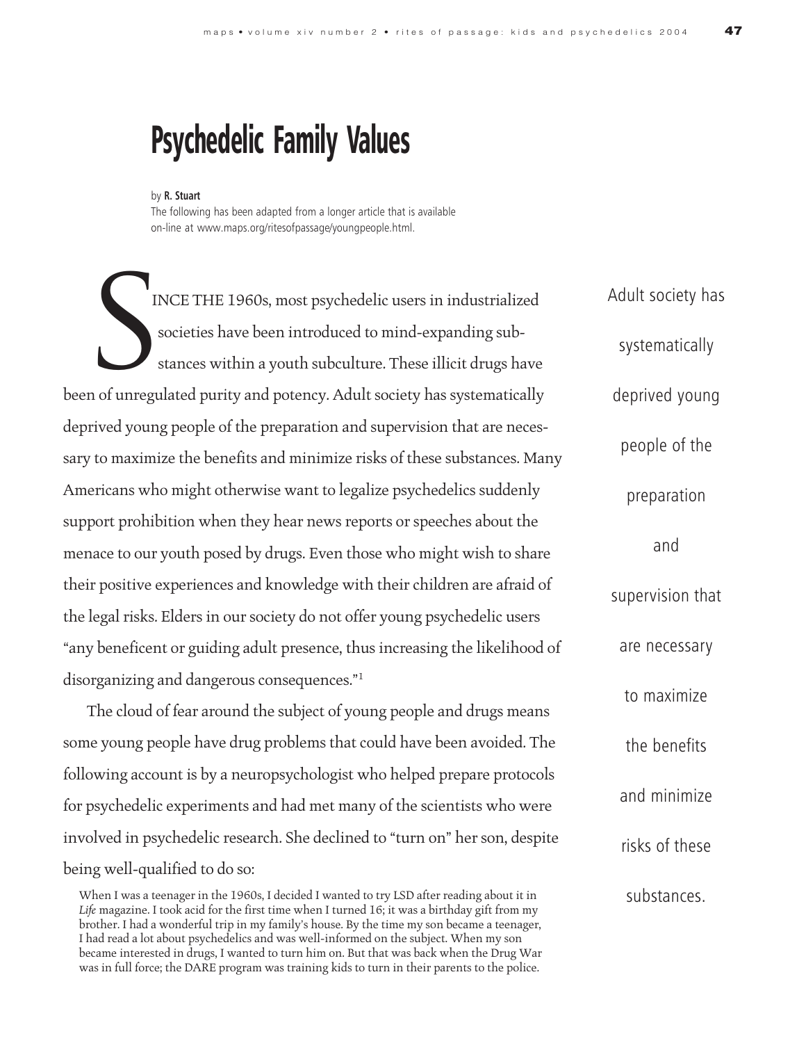# Psychedelic Family Values

by **R. Stuart**

The following has been adapted from a longer article that is available on-line at www.maps.org/ritesofpassage/youngpeople.html.

SINCE THE 1960s, most psychedelic users in industrialized societies have been introduced to mind-expanding substances within a youth subculture. These illicit drugs have been of unregulated purity and potency. Adult society has systematically deprived young people of the preparation and supervision that are necessary to maximize the benefits and minimize risks of these substances. Many Americans who might otherwise want to legalize psychedelics suddenly support prohibition when they hear news reports or speeches about the menace to our youth posed by drugs. Even those who might wish to share their positive experiences and knowledge with their children are afraid of the legal risks. Elders in our society do not offer young psychedelic users "any beneficent or guiding adult presence, thus increasing the likelihood of disorganizing and dangerous consequences."[1]

The cloud of fear around the subject of young people and drugs means some young people have drug problems that could have been avoided. The following account is by a neuropsychologist who helped prepare protocols for psychedelic experiments and had met many of the scientists who were involved in psychedelic research. She declined to "turn on" her son, despite being well-qualified to do so:

> When I was a teenager in the 1960s, I decided I wanted to try LSD after reading about it in *Life* magazine. I took acid for the first time when I turned 16; it was a birthday gift from my brother. I had a wonderful trip in my family's house. By the time my son became a teenager, I had read a lot about psychedelics and was well-informed on the subject. When my son became interested in drugs, I wanted to turn him on. But that was back when the Drug War was in full force; the DARE program was training kids to turn in their parents to the police.

Adult society has systematically deprived young people of the preparation and supervision that are necessary to maximize the benefits and minimize risks of these substances.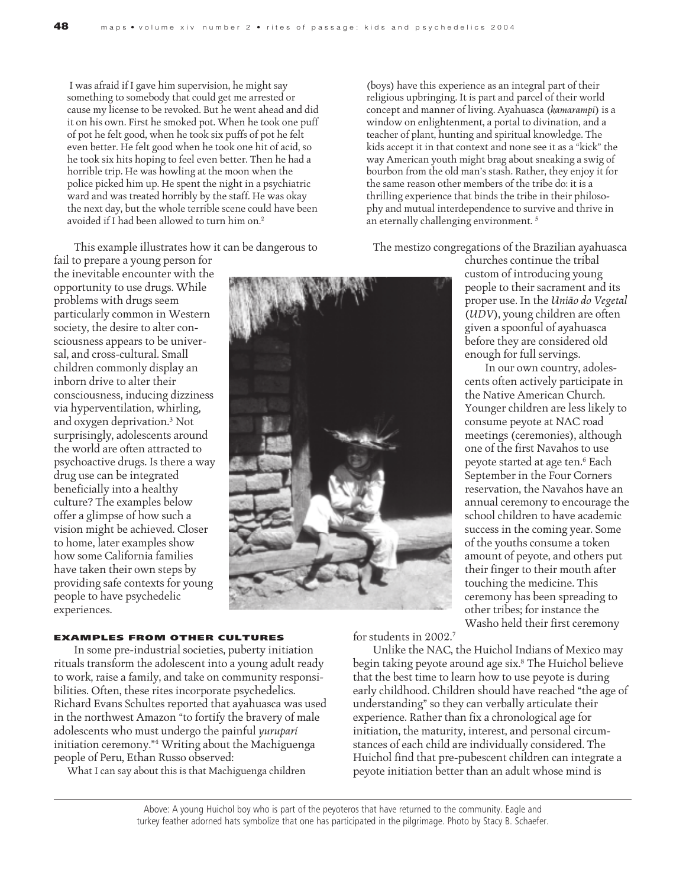I was afraid if I gave him supervision, he might say something to somebody that could get me arrested or cause my license to be revoked. But he went ahead and did it on his own. First he smoked pot. When he took one puff of pot he felt good, when he took six puffs of pot he felt even better. He felt good when he took one hit of acid, so he took six hits hoping to feel even better. Then he had a horrible trip. He was howling at the moon when the police picked him up. He spent the night in a psychiatric ward and was treated horribly by the staff. He was okay the next day, but the whole terrible scene could have been avoided if I had been allowed to turn him on.[2]

This example illustrates how it can be dangerous to fail to prepare a young person for the inevitable encounter with the opportunity to use drugs. While problems with drugs seem particularly common in Western society, the desire to alter consciousness appears to be universal, and cross-cultural. Small children commonly display an inborn drive to alter their consciousness, inducing dizziness via hyperventilation, whirling, and oxygen deprivation.[3] Not surprisingly, adolescents around the world are often attracted to psychoactive drugs. Is there a way drug use can be integrated beneficially into a healthy culture? The examples below offer a glimpse of how such a vision might be achieved. Closer to home, later examples show how some California families have taken their own steps by providing safe contexts for young people to have psychedelic experiences.

Above: A young Huichol boy who is part of the peyoteros that have returned to the community. Eagle and turkey feather adorned hats symbolize that one has participated in the pilgrimage. Photo by Stacy B. Schaefer.

## EXAMPLES FROM OTHER CULTURES

In some pre-industrial societies, puberty initiation rituals transform the adolescent into a young adult ready to work, raise a family, and take on community responsibilities. Often, these rites incorporate psychedelics. Richard Evans Schultes reported that ayahuasca was used in the northwest Amazon "to fortify the bravery of male adolescents who must undergo the painful *yuruparí* initiation ceremony."[4] Writing about the Machiguenga people of Peru, Ethan Russo observed:

What I can say about this is that Machiguenga children (boys) have this experience as an integral part of their religious upbringing. It is part and parcel of their world concept and manner of living. Ayahuasca (*kamarampi*) is a window on enlightenment, a portal to divination, and a teacher of plant, hunting and spiritual knowledge. The kids accept it in that context and none see it as a "kick" the way American youth might brag about sneaking a swig of bourbon from the old man's stash. Rather, they enjoy it for the same reason other members of the tribe do: it is a thrilling experience that binds the tribe in their philosophy and mutual interdependence to survive and thrive in an eternally challenging environment.[5]

The mestizo congregations of the Brazilian ayahuasca churches continue the tribal custom of introducing young people to their sacrament and its proper use. In the *União do Vegetal (UDV)*, young children are often given a spoonful of ayahuasca before they are considered old enough for full servings.

In our own country, adolescents often actively participate in the Native American Church. Younger children are less likely to consume peyote at NAC road meetings (ceremonies), although one of the first Navahos to use peyote started at age ten.[6] Each September in the Four Corners reservation, the Navahos have an annual ceremony to encourage the school children to have academic success in the coming year. Some of the youths consume a token amount of peyote, and others put their finger to their mouth after touching the medicine. This ceremony has been spreading to other tribes; for instance the Washo held their first ceremony for students in 2002.[7]

Unlike the NAC, the Huichol Indians of Mexico may begin taking peyote around age six.[8] The Huichol believe that the best time to learn how to use peyote is during early childhood. Children should have reached "the age of understanding" so they can verbally articulate their experience. Rather than fix a chronological age for initiation, the maturity, interest, and personal circumstances of each child are individually considered. The Huichol find that pre-pubescent children can integrate a peyote initiation better than an adult whose mind is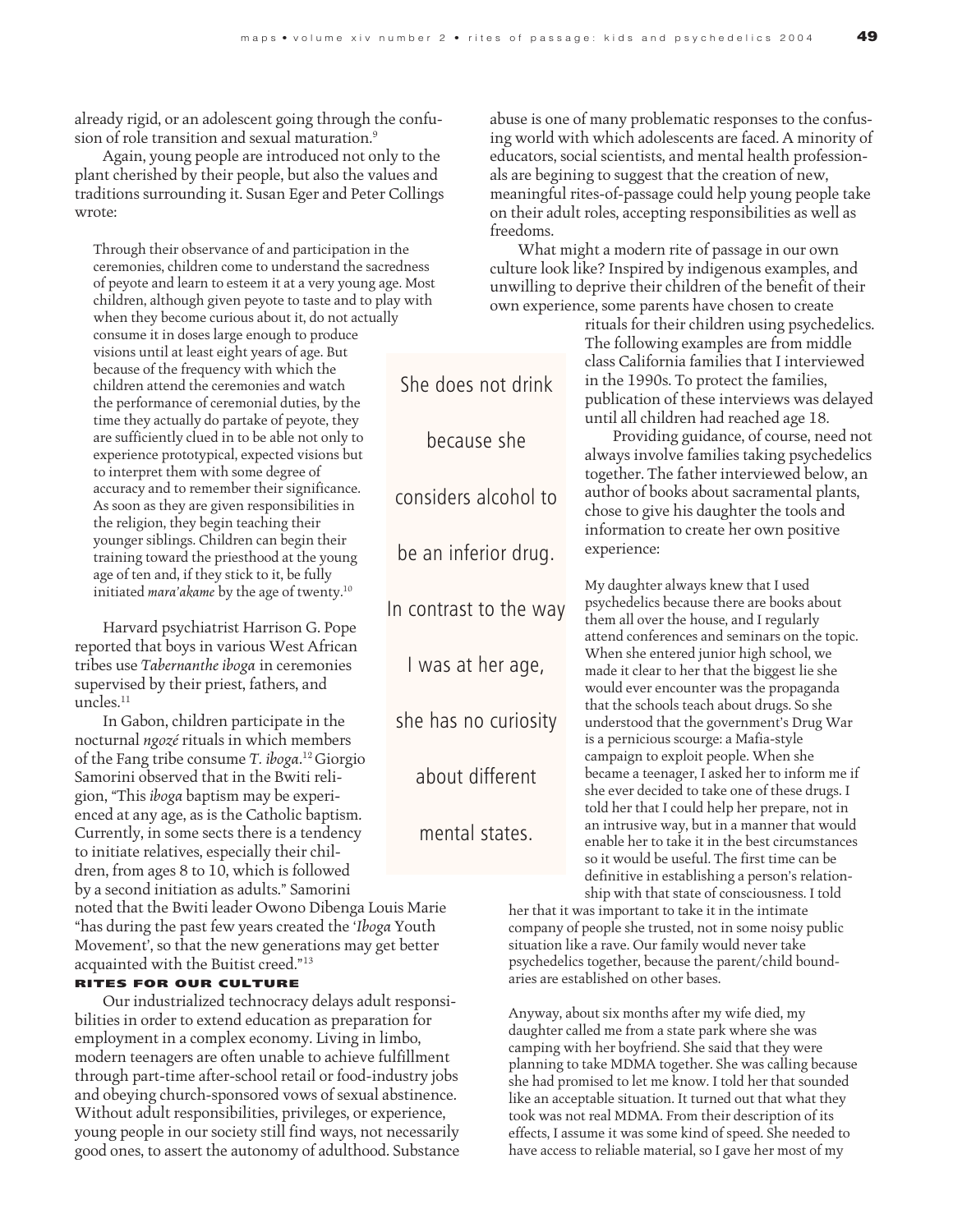already rigid, or an adolescent going through the confusion of role transition and sexual maturation.[9]

Again, young people are introduced not only to the plant cherished by their people, but also the values and traditions surrounding it. Susan Eger and Peter Collings wrote:

> Through their observance of and participation in the ceremonies, children come to understand the sacredness of peyote and learn to esteem it at a very young age. Most children, although given peyote to taste and to play with when they become curious about it, do not actually consume it in doses large enough to produce visions until at least eight years of age. But because of the frequency with which the children attend the ceremonies and watch the performance of ceremonial duties, by the time they actually do partake of peyote, they are sufficiently clued in to be able not only to experience prototypical, expected visions but to interpret them with some degree of accuracy and to remember their significance. As soon as they are given responsibilities in the religion, they begin teaching their younger siblings. Children can begin their training toward the priesthood at the young age of ten and, if they stick to it, be fully initiated *mara'akame* by the age of twenty.[10]

Harvard psychiatrist Harrison G. Pope reported that boys in various West African tribes use *Tabernanthe iboga* in ceremonies supervised by their priest, fathers, and uncles.[11]

In Gabon, children participate in the nocturnal *ngozé* rituals in which members of the Fang tribe consume *T. iboga*.[12] Giorgio Samorini observed that in the Bwiti religion, "This *iboga* baptism may be experienced at any age, as is the Catholic baptism. Currently, in some sects there is a tendency to initiate relatives, especially their children, from ages 8 to 10, which is followed by a second initiation as adults." Samorini noted that the Bwiti leader Owono Dibenga Louis Marie "has during the past few years created the '*Iboga* Youth Movement', so that the new generations may get better acquainted with the Buitist creed."[13]

> She does not drink because she considers alcohol to be an inferior drug. In contrast to the way I was at her age, she has no curiosity about different mental states.

### RITES FOR OUR CULTURE

Our industrialized technocracy delays adult responsibilities in order to extend education as preparation for employment in a complex economy. Living in limbo, modern teenagers are often unable to achieve fulfillment through part-time after-school retail or food-industry jobs and obeying church-sponsored vows of sexual abstinence. Without adult responsibilities, privileges, or experience, young people in our society still find ways, not necessarily good ones, to assert the autonomy of adulthood. Substance abuse is one of many problematic responses to the confusing world with which adolescents are faced. A minority of educators, social scientists, and mental health professionals are begining to suggest that the creation of new, meaningful rites-of-passage could help young people take on their adult roles, accepting responsibilities as well as freedoms.

What might a modern rite of passage in our own culture look like? Inspired by indigenous examples, and unwilling to deprive their children of the benefit of their own experience, some parents have chosen to create rituals for their children using psychedelics. The following examples are from middle class California families that I interviewed in the 1990s. To protect the families, publication of these interviews was delayed until all children had reached age 18.

Providing guidance, of course, need not always involve families taking psychedelics together. The father interviewed below, an author of books about sacramental plants, chose to give his daughter the tools and information to create her own positive experience:

> My daughter always knew that I used psychedelics because there are books about them all over the house, and I regularly attend conferences and seminars on the topic. When she entered junior high school, we made it clear to her that the biggest lie she would ever encounter was the propaganda that the schools teach about drugs. So she understood that the government's Drug War is a pernicious scourge: a Mafia-style campaign to exploit people. When she became a teenager, I asked her to inform me if she ever decided to take one of these drugs. I told her that I could help her prepare, not in an intrusive way, but in a manner that would enable her to take it in the best circumstances so it would be useful. The first time can be definitive in establishing a person's relationship with that state of consciousness. I told her that it was important to take it in the intimate company of people she trusted, not in some noisy public situation like a rave. Our family would never take psychedelics together, because the parent/child boundaries are established on other bases.
>
> Anyway, about six months after my wife died, my daughter called me from a state park where she was camping with her boyfriend. She said that they were planning to take MDMA together. She was calling because she had promised to let me know. I told her that sounded like an acceptable situation. It turned out that what they took was not real MDMA. From their description of its effects, I assume it was some kind of speed. She needed to have access to reliable material, so I gave her most of my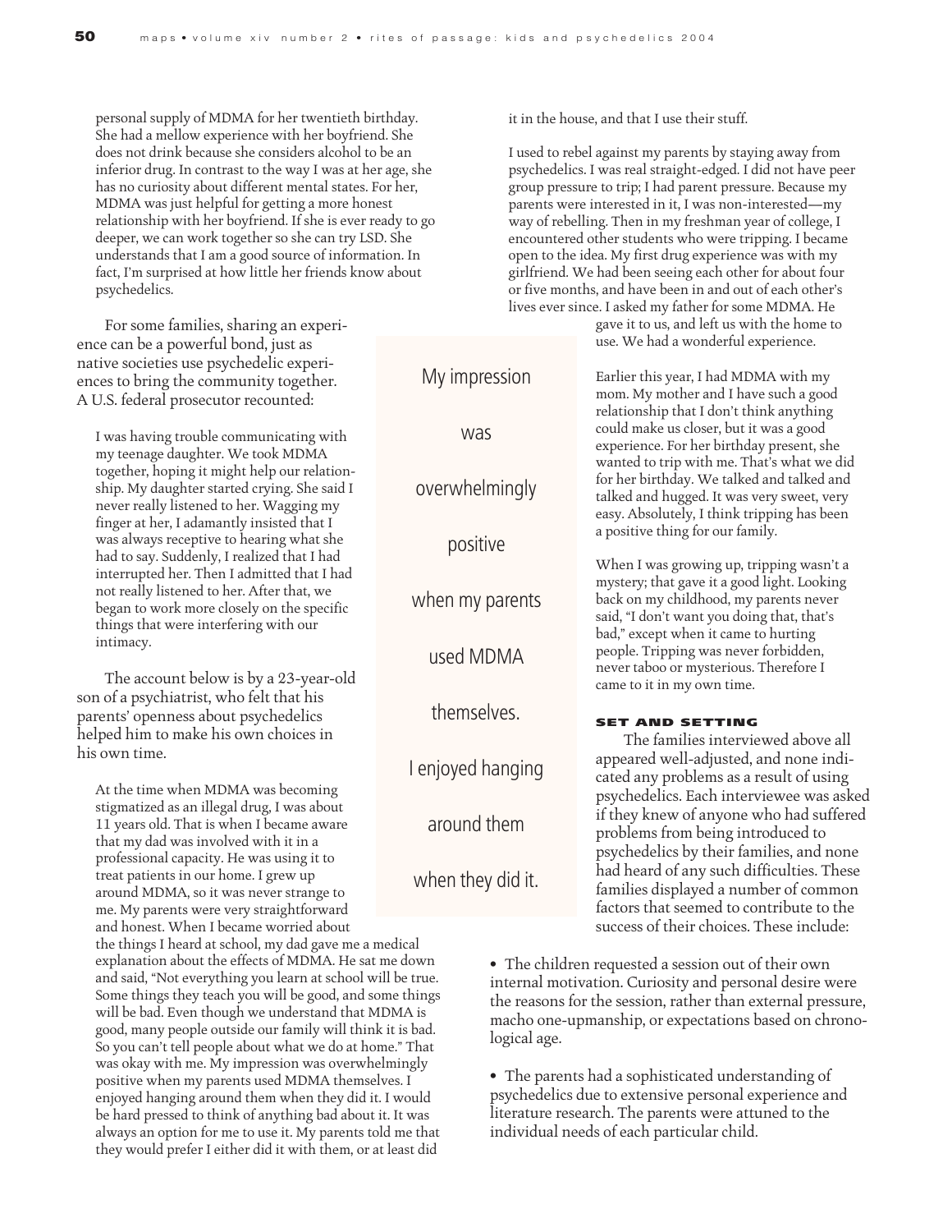personal supply of MDMA for her twentieth birthday. She had a mellow experience with her boyfriend. She does not drink because she considers alcohol to be an inferior drug. In contrast to the way I was at her age, she has no curiosity about different mental states. For her, MDMA was just helpful for getting a more honest relationship with her boyfriend. If she is ever ready to go deeper, we can work together so she can try LSD. She understands that I am a good source of information. In fact, I'm surprised at how little her friends know about psychedelics.

For some families, sharing an experience can be a powerful bond, just as native societies use psychedelic experiences to bring the community together. A U.S. federal prosecutor recounted:

> I was having trouble communicating with my teenage daughter. We took MDMA together, hoping it might help our relationship. My daughter started crying. She said I never really listened to her. Wagging my finger at her, I adamantly insisted that I was always receptive to hearing what she had to say. Suddenly, I realized that I had interrupted her. Then I admitted that I had not really listened to her. After that, we began to work more closely on the specific things that were interfering with our intimacy.

The account below is by a 23-year-old son of a psychiatrist, who felt that his parents' openness about psychedelics helped him to make his own choices in his own time.

> At the time when MDMA was becoming stigmatized as an illegal drug, I was about 11 years old. That is when I became aware that my dad was involved with it in a professional capacity. He was using it to treat patients in our home. I grew up around MDMA, so it was never strange to me. My parents were very straightforward and honest. When I became worried about the things I heard at school, my dad gave me a medical explanation about the effects of MDMA. He sat me down and said, "Not everything you learn at school will be true. Some things they teach you will be good, and some things will be bad. Even though we understand that MDMA is good, many people outside our family will think it is bad. So you can't tell people about what we do at home." That was okay with me. My impression was overwhelmingly positive when my parents used MDMA themselves. I enjoyed hanging around them when they did it. I would be hard pressed to think of anything bad about it. It was always an option for me to use it. My parents told me that they would prefer I either did it with them, or at least did it in the house, and that I use their stuff.
>
> I used to rebel against my parents by staying away from psychedelics. I was real straight-edged. I did not have peer group pressure to trip; I had parent pressure. Because my parents were interested in it, I was non-interested—my way of rebelling. Then in my freshman year of college, I encountered other students who were tripping. I became open to the idea. My first drug experience was with my girlfriend. We had been seeing each other for about four or five months, and have been in and out of each other's lives ever since. I asked my father for some MDMA. He gave it to us, and left us with the home to use. We had a wonderful experience.
>
> Earlier this year, I had MDMA with my mom. My mother and I have such a good relationship that I don't think anything could make us closer, but it was a good experience. For her birthday present, she wanted to trip with me. That's what we did for her birthday. We talked and talked and talked and hugged. It was very sweet, very easy. Absolutely, I think tripping has been a positive thing for our family.
>
> When I was growing up, tripping wasn't a mystery; that gave it a good light. Looking back on my childhood, my parents never said, "I don't want you doing that, that's bad," except when it came to hurting people. Tripping was never forbidden, never taboo or mysterious. Therefore I came to it in my own time.

My impression was overwhelmingly positive when my parents used MDMA themselves. I enjoyed hanging around them when they did it.

## SET AND SETTING

The families interviewed above all appeared well-adjusted, and none indicated any problems as a result of using psychedelics. Each interviewee was asked if they knew of anyone who had suffered problems from being introduced to psychedelics by their families, and none had heard of any such difficulties. These families displayed a number of common factors that seemed to contribute to the success of their choices. These include:

- The children requested a session out of their own internal motivation. Curiosity and personal desire were the reasons for the session, rather than external pressure, macho one-upmanship, or expectations based on chronological age.

- The parents had a sophisticated understanding of psychedelics due to extensive personal experience and literature research. The parents were attuned to the individual needs of each particular child.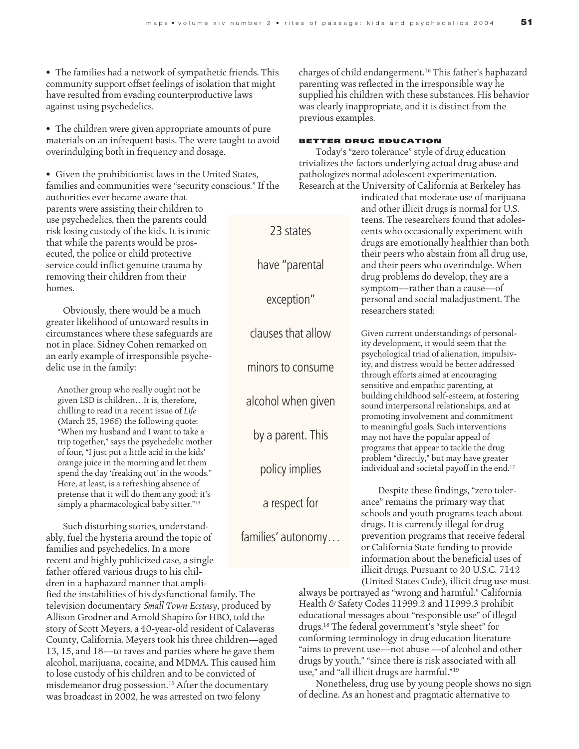• The families had a network of sympathetic friends. This community support offset feelings of isolation that might have resulted from evading counterproductive laws against using psychedelics.

• The children were given appropriate amounts of pure materials on an infrequent basis. The were taught to avoid overindulging both in frequency and dosage.

• Given the prohibitionist laws in the United States, families and communities were "security conscious." If the authorities ever became aware that parents were assisting their children to use psychedelics, then the parents could risk losing custody of the kids. It is ironic that while the parents would be prosecuted, the police or child protective service could inflict genuine trauma by removing their children from their homes.

Obviously, there would be a much greater likelihood of untoward results in circumstances where these safeguards are not in place. Sidney Cohen remarked on an early example of irresponsible psychedelic use in the family:

> Another group who really ought not be given LSD is children…It is, therefore, chilling to read in a recent issue of *Life* (March 25, 1966) the following quote: "When my husband and I want to take a trip together," says the psychedelic mother of four, "I just put a little acid in the kids' orange juice in the morning and let them spend the day 'freaking out' in the woods." Here, at least, is a refreshing absence of pretense that it will do them any good; it's simply a pharmacological baby sitter."[14]

Such disturbing stories, understandably, fuel the hysteria around the topic of families and psychedelics. In a more recent and highly publicized case, a single father offered various drugs to his children in a haphazard manner that amplified the instabilities of his dysfunctional family. The television documentary *Small Town Ecstasy*, produced by Allison Grodner and Arnold Shapiro for HBO, told the story of Scott Meyers, a 40-year-old resident of Calaveras County, California. Meyers took his three children—aged 13, 15, and 18—to raves and parties where he gave them alcohol, marijuana, cocaine, and MDMA. This caused him to lose custody of his children and to be convicted of misdemeanor drug possession.[15] After the documentary was broadcast in 2002, he was arrested on two felony charges of child endangerment.[16] This father's haphazard parenting was reflected in the irresponsible way he supplied his children with these substances. His behavior was clearly inappropriate, and it is distinct from the previous examples.

> 23 states have "parental exception" clauses that allow minors to consume alcohol when given by a parent. This policy implies a respect for families' autonomy…

## BETTER DRUG EDUCATION

Today's "zero tolerance" style of drug education trivializes the factors underlying actual drug abuse and pathologizes normal adolescent experimentation. Research at the University of California at Berkeley has indicated that moderate use of marijuana and other illicit drugs is normal for U.S. teens. The researchers found that adolescents who occasionally experiment with drugs are emotionally healthier than both their peers who abstain from all drug use, and their peers who overindulge. When drug problems do develop, they are a symptom—rather than a cause—of personal and social maladjustment. The researchers stated:

> Given current understandings of personality development, it would seem that the psychological triad of alienation, impulsivity, and distress would be better addressed through efforts aimed at encouraging sensitive and empathic parenting, at building childhood self-esteem, at fostering sound interpersonal relationships, and at promoting involvement and commitment to meaningful goals. Such interventions may not have the popular appeal of programs that appear to tackle the drug problem "directly," but may have greater individual and societal payoff in the end.[17]

Despite these findings, "zero tolerance" remains the primary way that schools and youth programs teach about drugs. It is currently illegal for drug prevention programs that receive federal or California State funding to provide information about the beneficial uses of illicit drugs. Pursuant to 20 U.S.C. 7142 (United States Code), illicit drug use must always be portrayed as "wrong and harmful." California Health & Safety Codes 11999.2 and 11999.3 prohibit educational messages about "responsible use" of illegal drugs.[18] The federal government's "style sheet" for conforming terminology in drug education literature "aims to prevent use—not abuse —of alcohol and other drugs by youth," "since there is risk associated with all use," and "all illicit drugs are harmful."[19]

Nonetheless, drug use by young people shows no sign of decline. As an honest and pragmatic alternative to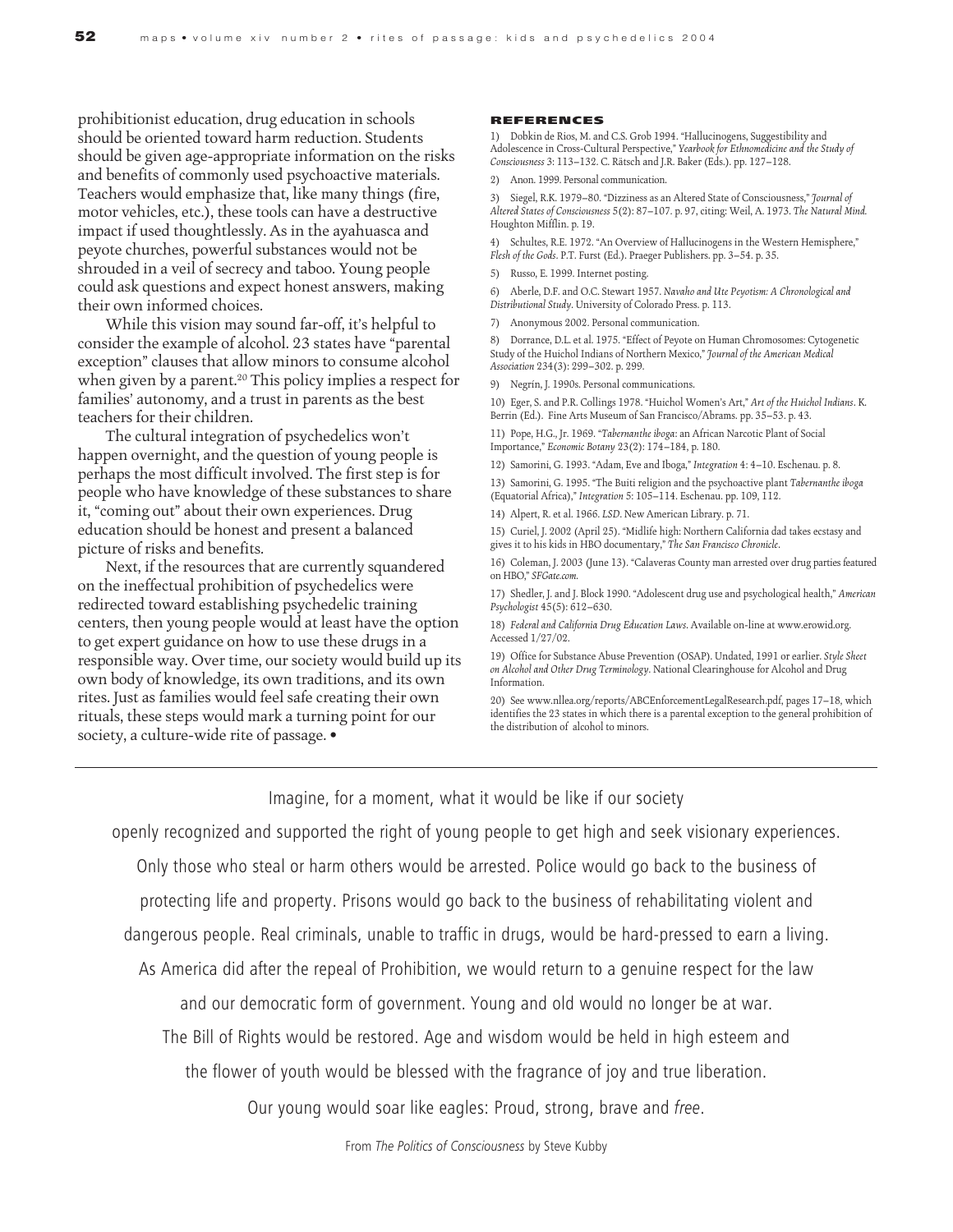prohibitionist education, drug education in schools should be oriented toward harm reduction. Students should be given age-appropriate information on the risks and benefits of commonly used psychoactive materials. Teachers would emphasize that, like many things (fire, motor vehicles, etc.), these tools can have a destructive impact if used thoughtlessly. As in the ayahuasca and peyote churches, powerful substances would not be shrouded in a veil of secrecy and taboo. Young people could ask questions and expect honest answers, making their own informed choices.

While this vision may sound far-off, it's helpful to consider the example of alcohol. 23 states have "parental exception" clauses that allow minors to consume alcohol when given by a parent.[20] This policy implies a respect for families' autonomy, and a trust in parents as the best teachers for their children.

The cultural integration of psychedelics won't happen overnight, and the question of young people is perhaps the most difficult involved. The first step is for people who have knowledge of these substances to share it, "coming out" about their own experiences. Drug education should be honest and present a balanced picture of risks and benefits.

Next, if the resources that are currently squandered on the ineffectual prohibition of psychedelics were redirected toward establishing psychedelic training centers, then young people would at least have the option to get expert guidance on how to use these drugs in a responsible way. Over time, our society would build up its own body of knowledge, its own traditions, and its own rites. Just as families would feel safe creating their own rituals, these steps would mark a turning point for our society, a culture-wide rite of passage. •

## REFERENCES

1) Dobkin de Rios, M. and C.S. Grob 1994. "Hallucinogens, Suggestibility and Adolescence in Cross-Cultural Perspective," *Yearbook for Ethnomedicine and the Study of Consciousness* 3: 113–132. C. Rätsch and J.R. Baker (Eds.). pp. 127–128.

2) Anon. 1999. Personal communication.

3) Siegel, R.K. 1979–80. "Dizziness as an Altered State of Consciousness," *Journal of Altered States of Consciousness* 5(2): 87–107. p. 97, citing: Weil, A. 1973. *The Natural Mind.* Houghton Mifflin. p. 19.

4) Schultes, R.E. 1972. "An Overview of Hallucinogens in the Western Hemisphere," *Flesh of the Gods*. P.T. Furst (Ed.). Praeger Publishers. pp. 3–54. p. 35.

5) Russo, E. 1999. Internet posting.

6) Aberle, D.F. and O.C. Stewart 1957. *Navaho and Ute Peyotism: A Chronological and Distributional Study*. University of Colorado Press. p. 113.

7) Anonymous 2002. Personal communication.

8) Dorrance, D.L. et al. 1975. "Effect of Peyote on Human Chromosomes: Cytogenetic Study of the Huichol Indians of Northern Mexico," *Journal of the American Medical Association* 234(3): 299–302. p. 299.

9) Negrín, J. 1990s. Personal communications.

10) Eger, S. and P.R. Collings 1978. "Huichol Women's Art," *Art of the Huichol Indians*. K. Berrin (Ed.). Fine Arts Museum of San Francisco/Abrams. pp. 35–53. p. 43.

11) Pope, H.G., Jr. 1969. "*Tabernanthe iboga*: an African Narcotic Plant of Social Importance," *Economic Botany* 23(2): 174–184, p. 180.

12) Samorini, G. 1993. "Adam, Eve and Iboga," *Integration* 4: 4–10. Eschenau. p. 8.

13) Samorini, G. 1995. "The Buiti religion and the psychoactive plant *Tabernanthe iboga* (Equatorial Africa)," *Integration* 5: 105–114. Eschenau. pp. 109, 112.

14) Alpert, R. et al. 1966. *LSD*. New American Library. p. 71.

15) Curiel, J. 2002 (April 25). "Midlife high: Northern California dad takes ecstasy and gives it to his kids in HBO documentary," *The San Francisco Chronicle*.

16) Coleman, J. 2003 (June 13). "Calaveras County man arrested over drug parties featured on HBO," *SFGate.com*.

17) Shedler, J. and J. Block 1990. "Adolescent drug use and psychological health," *American Psychologist* 45(5): 612–630.

18) *Federal and California Drug Education Laws*. Available on-line at www.erowid.org. Accessed 1/27/02.

19) Office for Substance Abuse Prevention (OSAP). Undated, 1991 or earlier. *Style Sheet on Alcohol and Other Drug Terminology*. National Clearinghouse for Alcohol and Drug Information.

20) See www.nllea.org/reports/ABCEnforcementLegalResearch.pdf, pages 17–18, which identifies the 23 states in which there is a parental exception to the general prohibition of the distribution of alcohol to minors.

---

Imagine, for a moment, what it would be like if our society openly recognized and supported the right of young people to get high and seek visionary experiences. Only those who steal or harm others would be arrested. Police would go back to the business of protecting life and property. Prisons would go back to the business of rehabilitating violent and dangerous people. Real criminals, unable to traffic in drugs, would be hard-pressed to earn a living. As America did after the repeal of Prohibition, we would return to a genuine respect for the law and our democratic form of government. Young and old would no longer be at war. The Bill of Rights would be restored. Age and wisdom would be held in high esteem and the flower of youth would be blessed with the fragrance of joy and true liberation. Our young would soar like eagles: Proud, strong, brave and *free*.

From *The Politics of Consciousness* by Steve Kubby